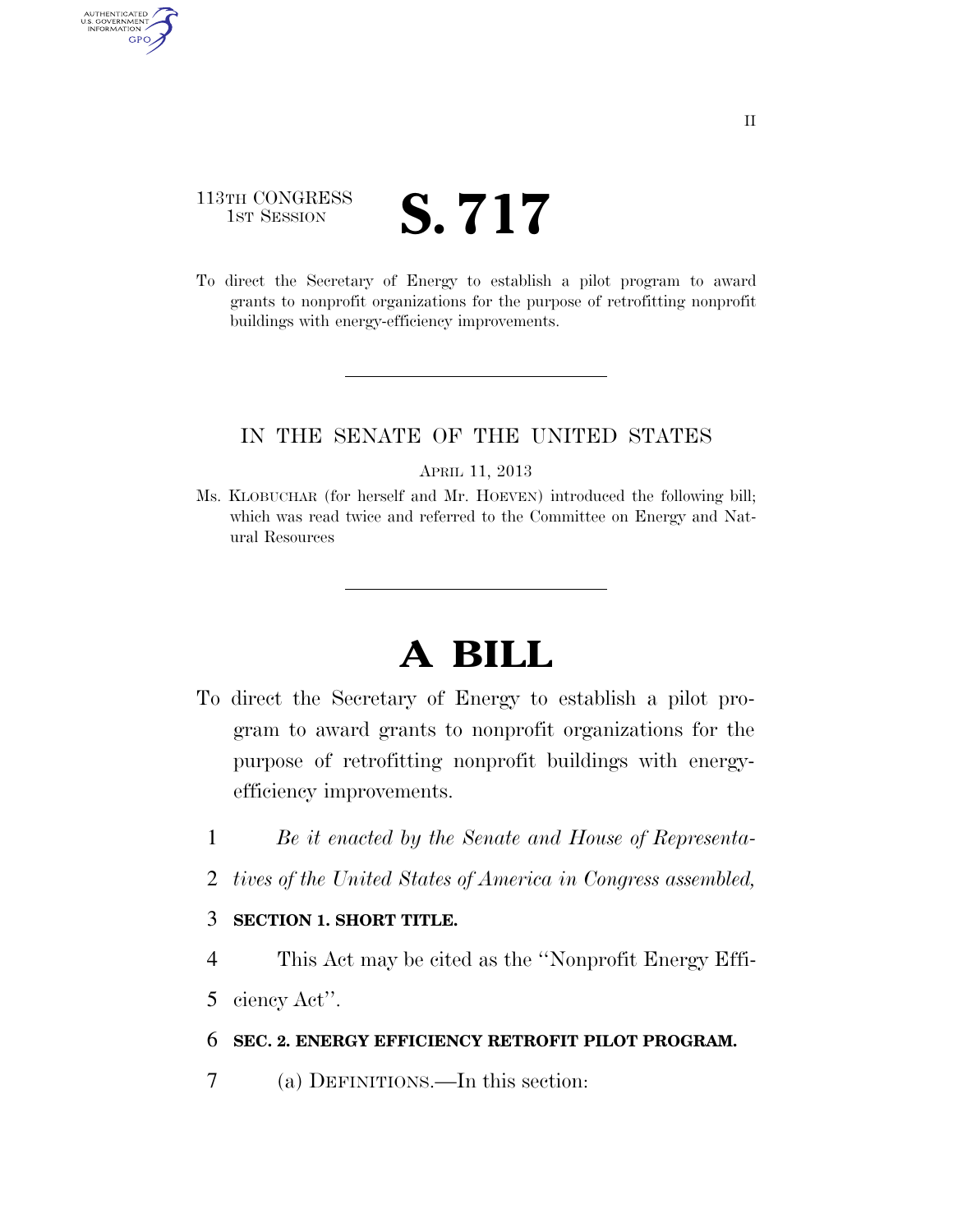113TH CONGRESS
1ST SESSION

# S. 717

To direct the Secretary of Energy to establish a pilot program to award grants to nonprofit organizations for the purpose of retrofitting nonprofit buildings with energy-efficiency improvements.

IN THE SENATE OF THE UNITED STATES

APRIL 11, 2013

Ms. KLOBUCHAR (for herself and Mr. HOEVEN) introduced the following bill; which was read twice and referred to the Committee on Energy and Natural Resources

# A BILL

To direct the Secretary of Energy to establish a pilot program to award grants to nonprofit organizations for the purpose of retrofitting nonprofit buildings with energy-efficiency improvements.

*Be it enacted by the Senate and House of Representatives of the United States of America in Congress assembled,*

**SECTION 1. SHORT TITLE.**

This Act may be cited as the ''Nonprofit Energy Efficiency Act''.

**SEC. 2. ENERGY EFFICIENCY RETROFIT PILOT PROGRAM.**

(a) DEFINITIONS.—In this section: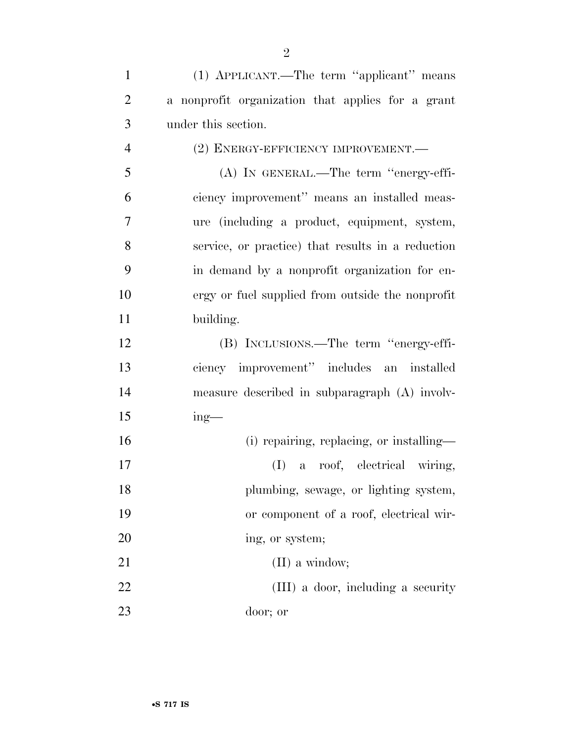(1) APPLICANT.—The term ''applicant'' means a nonprofit organization that applies for a grant under this section.

(2) ENERGY-EFFICIENCY IMPROVEMENT.—

(A) IN GENERAL.—The term ''energy-efficiency improvement'' means an installed measure (including a product, equipment, system, service, or practice) that results in a reduction in demand by a nonprofit organization for energy or fuel supplied from outside the nonprofit building.

(B) INCLUSIONS.—The term ''energy-efficiency improvement'' includes an installed measure described in subparagraph (A) involving—

(i) repairing, replacing, or installing—

(I) a roof, electrical wiring, plumbing, sewage, or lighting system, or component of a roof, electrical wiring, or system;

(II) a window;

(III) a door, including a security door; or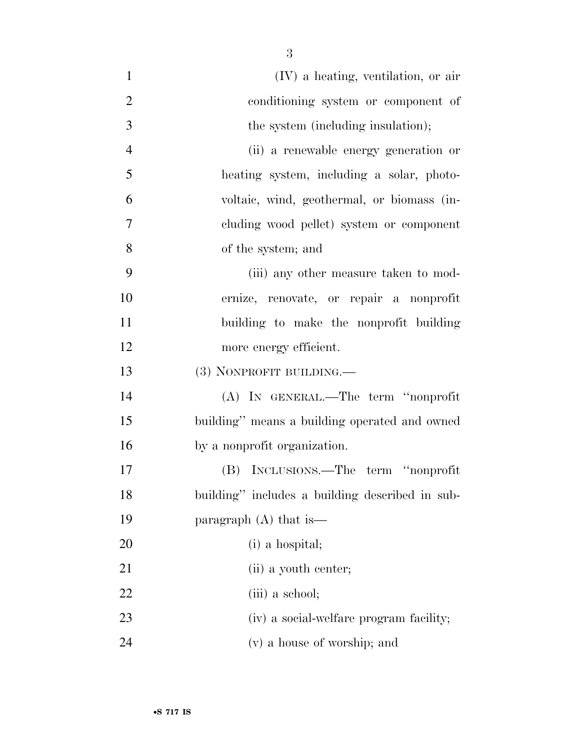(IV) a heating, ventilation, or air conditioning system or component of the system (including insulation);

(ii) a renewable energy generation or heating system, including a solar, photovoltaic, wind, geothermal, or biomass (including wood pellet) system or component of the system; and

(iii) any other measure taken to modernize, renovate, or repair a nonprofit building to make the nonprofit building more energy efficient.

(3) NONPROFIT BUILDING.—

(A) IN GENERAL.—The term ''nonprofit building'' means a building operated and owned by a nonprofit organization.

(B) INCLUSIONS.—The term ''nonprofit building'' includes a building described in subparagraph (A) that is—

(i) a hospital;

(ii) a youth center;

(iii) a school;

(iv) a social-welfare program facility;

(v) a house of worship; and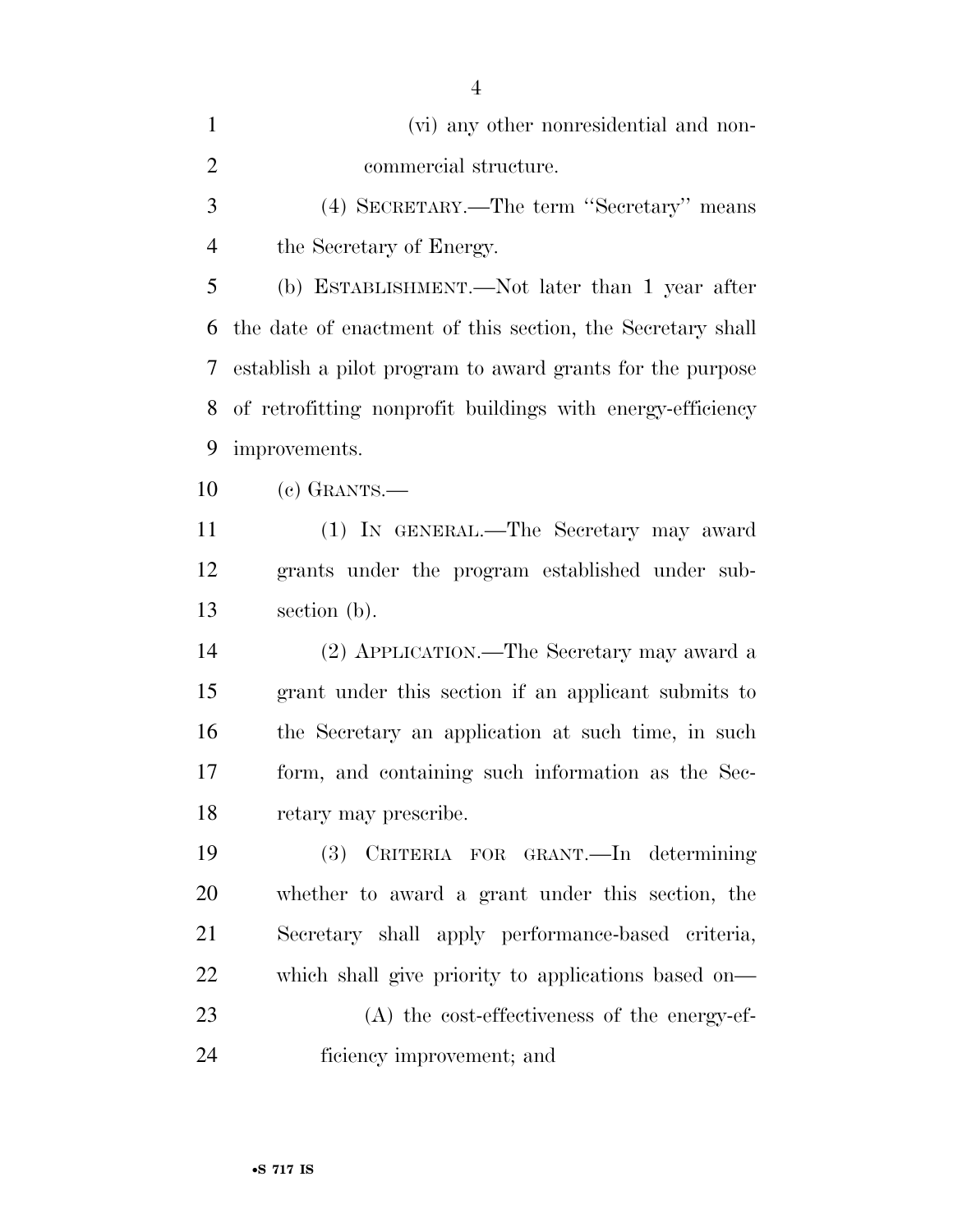(vi) any other nonresidential and noncommercial structure.

(4) SECRETARY.—The term "Secretary" means the Secretary of Energy.

(b) ESTABLISHMENT.—Not later than 1 year after the date of enactment of this section, the Secretary shall establish a pilot program to award grants for the purpose of retrofitting nonprofit buildings with energy-efficiency improvements.

(c) GRANTS.—

(1) IN GENERAL.—The Secretary may award grants under the program established under subsection (b).

(2) APPLICATION.—The Secretary may award a grant under this section if an applicant submits to the Secretary an application at such time, in such form, and containing such information as the Secretary may prescribe.

(3) CRITERIA FOR GRANT.—In determining whether to award a grant under this section, the Secretary shall apply performance-based criteria, which shall give priority to applications based on—

(A) the cost-effectiveness of the energy-efficiency improvement; and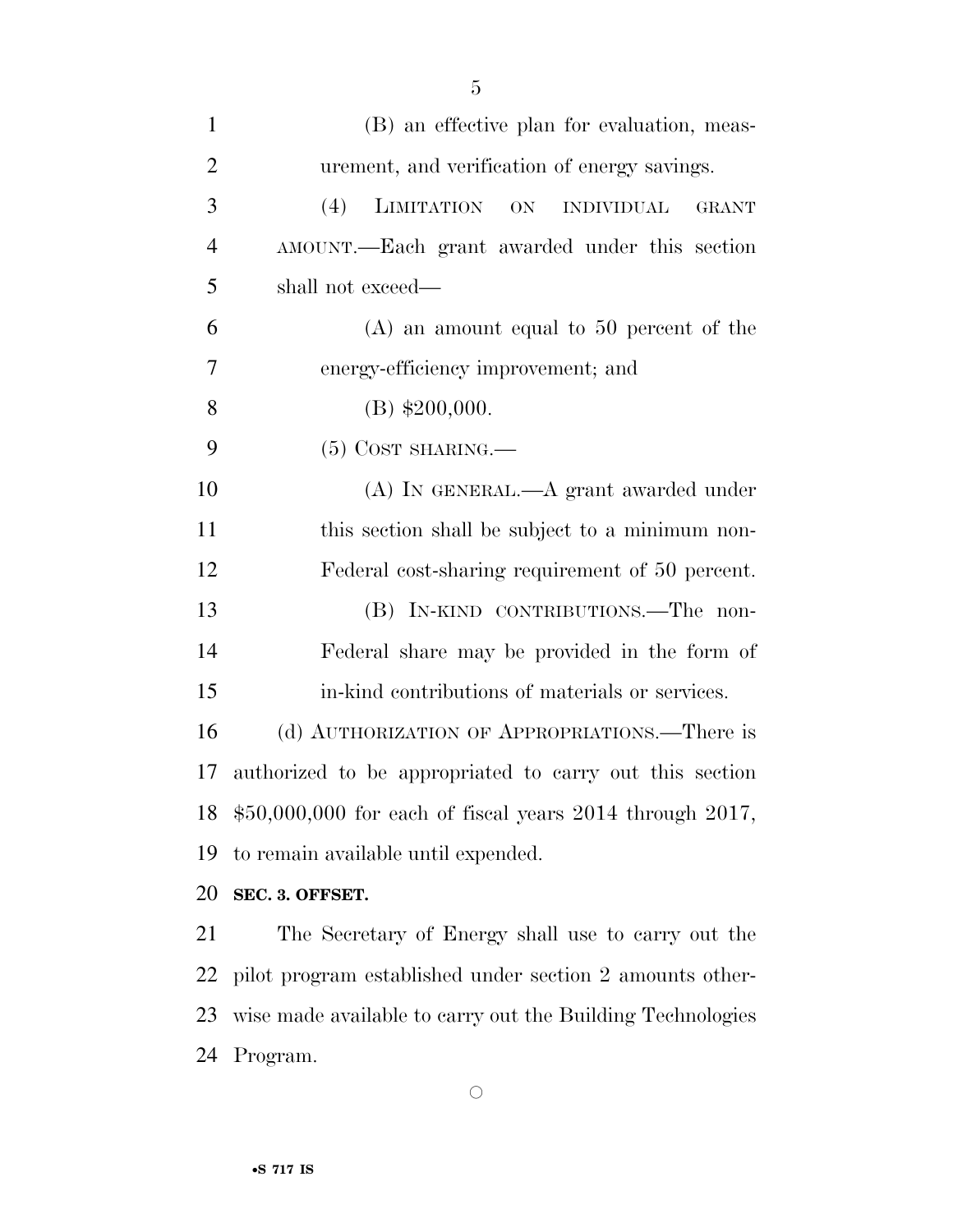(B) an effective plan for evaluation, measurement, and verification of energy savings.

(4) LIMITATION ON INDIVIDUAL GRANT AMOUNT.—Each grant awarded under this section shall not exceed—

(A) an amount equal to 50 percent of the energy-efficiency improvement; and

(B) $200,000.

(5) COST SHARING.—

(A) IN GENERAL.—A grant awarded under this section shall be subject to a minimum non-Federal cost-sharing requirement of 50 percent.

(B) IN-KIND CONTRIBUTIONS.—The non-Federal share may be provided in the form of in-kind contributions of materials or services.

(d) AUTHORIZATION OF APPROPRIATIONS.—There is authorized to be appropriated to carry out this section $50,000,000 for each of fiscal years 2014 through 2017, to remain available until expended.

**SEC. 3. OFFSET.**

The Secretary of Energy shall use to carry out the pilot program established under section 2 amounts otherwise made available to carry out the Building Technologies Program.